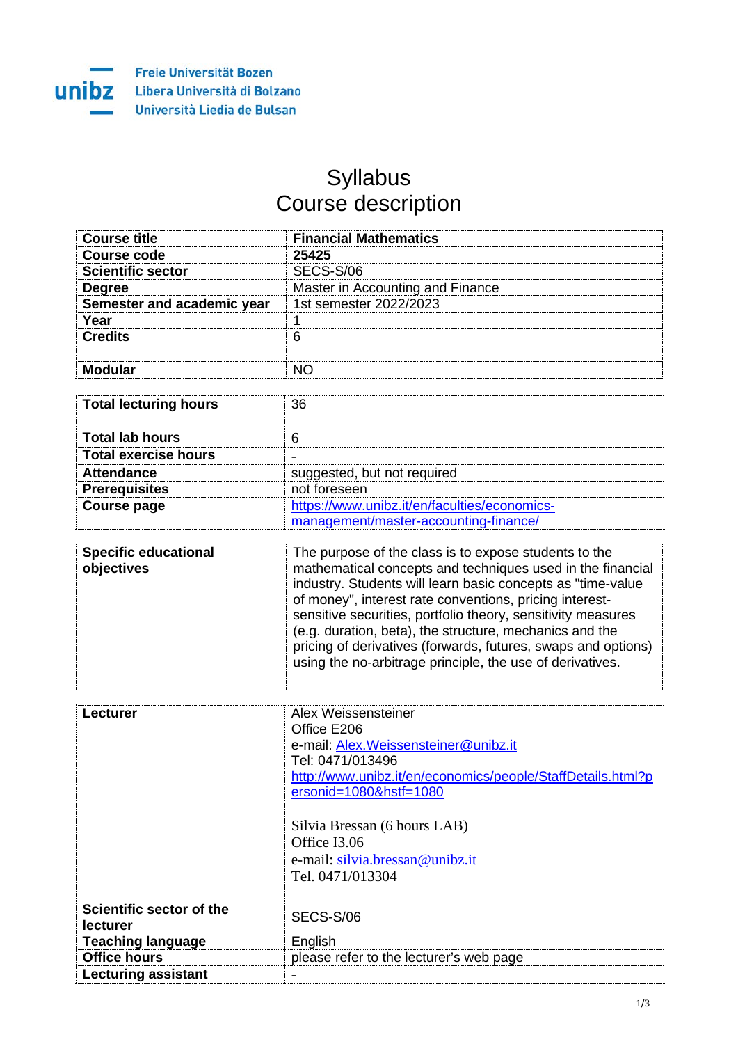Freie Universität Bozen
Libera Università di Bolzano
Università Liedia de Bulsan

# Syllabus
# Course description

| | |
|---|---|
| **Course title** | **Financial Mathematics** |
| **Course code** | **25425** |
| **Scientific sector** | SECS-S/06 |
| **Degree** | Master in Accounting and Finance |
| **Semester and academic year** | 1st semester 2022/2023 |
| **Year** | 1 |
| **Credits** | 6 |
| **Modular** | NO |

| | |
|---|---|
| **Total lecturing hours** | 36 |
| **Total lab hours** | 6 |
| **Total exercise hours** | - |
| **Attendance** | suggested, but not required |
| **Prerequisites** | not foreseen |
| **Course page** | https://www.unibz.it/en/faculties/economics-management/master-accounting-finance/ |

| | |
|---|---|
| **Specific educational objectives** | The purpose of the class is to expose students to the mathematical concepts and techniques used in the financial industry. Students will learn basic concepts as "time-value of money", interest rate conventions, pricing interest-sensitive securities, portfolio theory, sensitivity measures (e.g. duration, beta), the structure, mechanics and the pricing of derivatives (forwards, futures, swaps and options) using the no-arbitrage principle, the use of derivatives. |

| | |
|---|---|
| **Lecturer** | Alex Weissensteiner<br>Office E206<br>e-mail: Alex.Weissensteiner@unibz.it<br>Tel: 0471/013496<br>http://www.unibz.it/en/economics/people/StaffDetails.html?personid=1080&hstf=1080<br><br>Silvia Bressan (6 hours LAB)<br>Office I3.06<br>e-mail: silvia.bressan@unibz.it<br>Tel. 0471/013304 |
| **Scientific sector of the lecturer** | SECS-S/06 |
| **Teaching language** | English |
| **Office hours** | please refer to the lecturer's web page |
| **Lecturing assistant** | - |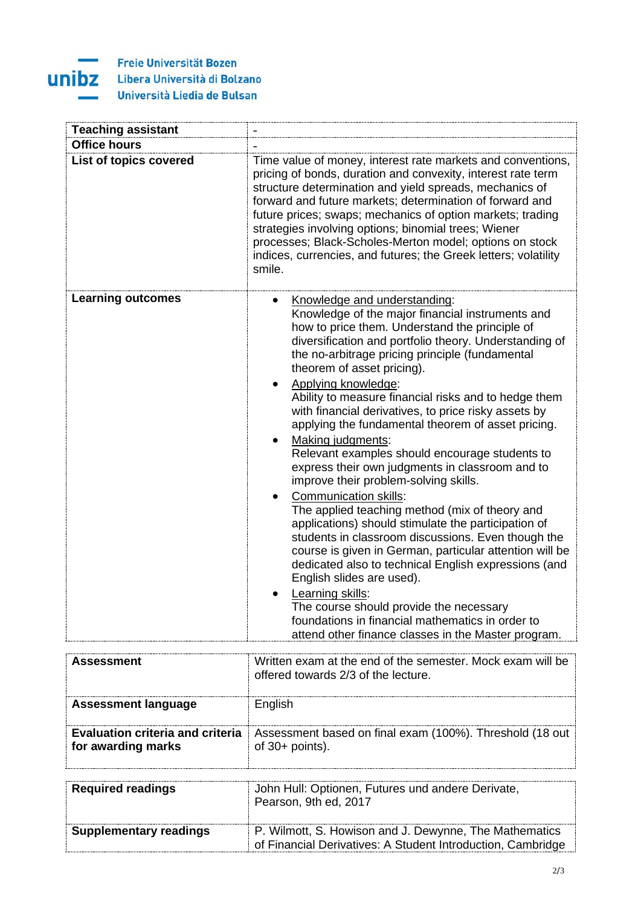| | |
|---|---|
| **Teaching assistant** | - |
| **Office hours** | - |
| **List of topics covered** | Time value of money, interest rate markets and conventions, pricing of bonds, duration and convexity, interest rate term structure determination and yield spreads, mechanics of forward and future markets; determination of forward and future prices; swaps; mechanics of option markets; trading strategies involving options; binomial trees; Wiener processes; Black-Scholes-Merton model; options on stock indices, currencies, and futures; the Greek letters; volatility smile. |
| **Learning outcomes** | • Knowledge and understanding: Knowledge of the major financial instruments and how to price them. Understand the principle of diversification and portfolio theory. Understanding of the no-arbitrage pricing principle (fundamental theorem of asset pricing). <br> • Applying knowledge: Ability to measure financial risks and to hedge them with financial derivatives, to price risky assets by applying the fundamental theorem of asset pricing. <br> • Making judgments: Relevant examples should encourage students to express their own judgments in classroom and to improve their problem-solving skills. <br> • Communication skills: The applied teaching method (mix of theory and applications) should stimulate the participation of students in classroom discussions. Even though the course is given in German, particular attention will be dedicated also to technical English expressions (and English slides are used). <br> • Learning skills: The course should provide the necessary foundations in financial mathematics in order to attend other finance classes in the Master program. |

| | |
|---|---|
| **Assessment** | Written exam at the end of the semester. Mock exam will be offered towards 2/3 of the lecture. |
| **Assessment language** | English |
| **Evaluation criteria and criteria for awarding marks** | Assessment based on final exam (100%). Threshold (18 out of 30+ points). |

| | |
|---|---|
| **Required readings** | John Hull: Optionen, Futures und andere Derivate, Pearson, 9th ed, 2017 |
| **Supplementary readings** | P. Wilmott, S. Howison and J. Dewynne, The Mathematics of Financial Derivatives: A Student Introduction, Cambridge |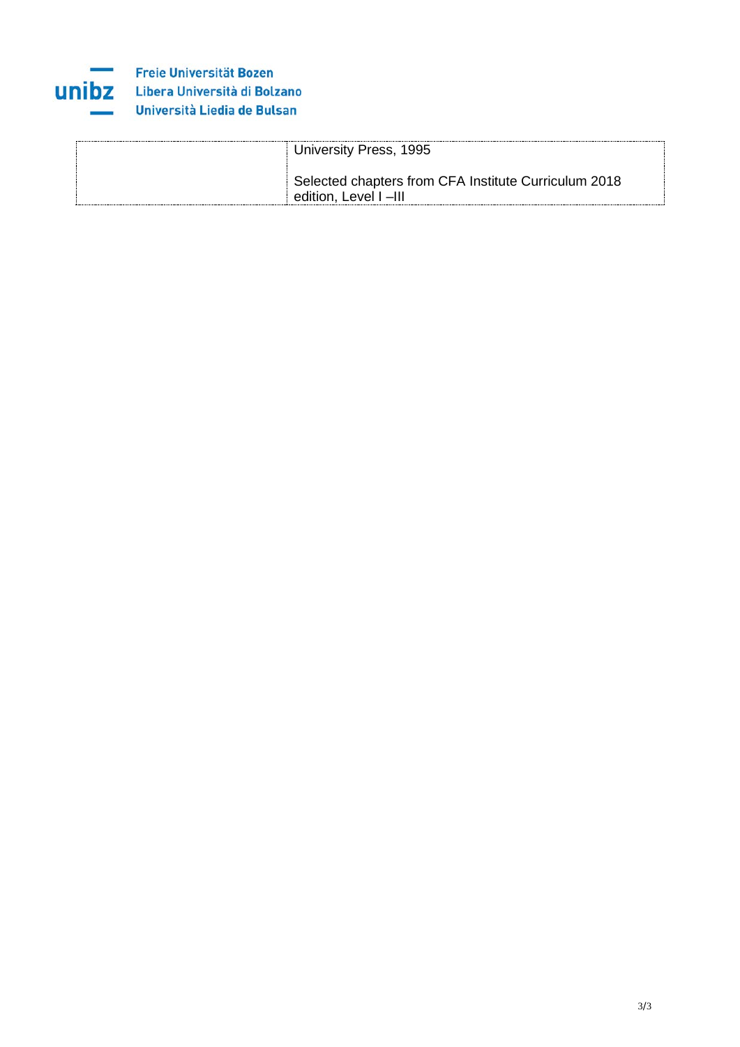| | |
|---|---|
| | University Press, 1995<br><br>Selected chapters from CFA Institute Curriculum 2018 edition, Level I –III |